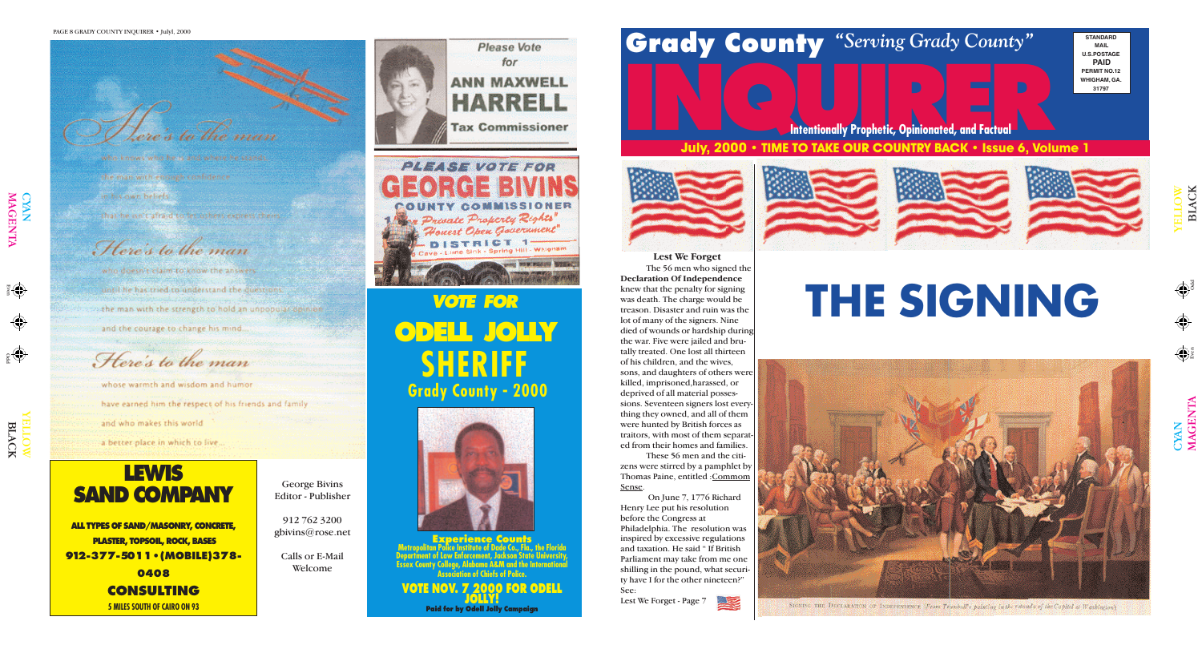## Here's to the man

who knows who he is and what he stands for

the man with enough confidence

in his own beliefs

that he isn't afraid to be different...

## Here's to the man

who doesn't claim to know the answers

until he has tried to understand the questions

the man with the strength to hold an unpopular opinion

and the courage to change his mind...

## Here's to the man

whose warmth and wisdom and humor

have earned him the respect of his friends and family

and who makes this world

a better place in which to live...

## LEWIS SAND COMPANY

**ALL TYPES OF SAND/MASONRY, CONCRETE, PLASTER, TOPSOIL, ROCK, BASES**

**912-377-5011 • (MOBILE)378-0408**

**CONSULTING**

**5 MILES SOUTH OF CAIRO ON 93**

Please Vote for

**ANN MAXWELL HARRELL**

**Tax Commissioner**

**PLEASE VOTE FOR GEORGE BIVINS**

**COUNTY COMMISSIONER**

*"For Private Property Rights"*

*"Honest Open Government"*

**DISTRICT 1**

Cave - Lone Sink - Spring Hill - Whigham

George Bivins
Editor - Publisher

912 762 3200
gbivins@rose.net

Calls or E-Mail
Welcome

***VOTE FOR***

# ODELL JOLLY SHERIFF

**Grady County - 2000**

**Experience Counts**

**Metropolitan Police Institute of Dade Co., Fla., the Florida Department of Law Enforcement, Jackson State University, Essex County College, Alabama A&M and the International Association of Chiefs of Police.**

**VOTE NOV. 7 2000 FOR ODELL JOLLY!**

**Paid for by Odell Jolly Campaign**

# Grady County INQUIRER

*"Serving Grady County"*

**Intentionally Prophetic, Opinionated, and Factual**

**STANDARD MAIL U.S.POSTAGE PAID PERMIT NO.12 WHIGHAM, GA. 31797**

**July, 2000 • TIME TO TAKE OUR COUNTRY BACK • Issue 6, Volume 1**

### Lest We Forget

The 56 men who signed the **Declaration Of Independence** knew that the penalty for signing was death. The charge would be treason. Disaster and ruin was the lot of many of the signers. Nine died of wounds or hardship during the war. Five were jailed and brutally treated. One lost all thirteen of his children, and the wives, sons, and daughters of others were killed, imprisoned,harassed, or deprived of all material possessions. Seventeen signers lost everything they owned, and all of them were hunted by British forces as traitors, with most of them separated from their homes and families.

These 56 men and the citizens were stirred by a pamphlet by Thomas Paine, entitled :Commom Sense.

On June 7, 1776 Richard Henry Lee put his resolution before the Congress at Philadelphia. The resolution was inspired by excessive regulations and taxation. He said " If British Parliament may take from me one shilling in the pound, what security have I for the other nineteen?" See:

Lest We Forget - Page 7

# THE SIGNING

SIGNING THE DECLARATION OF INDEPENDENCE (From Trumbull's painting in the rotunda of the Capitol at Washington)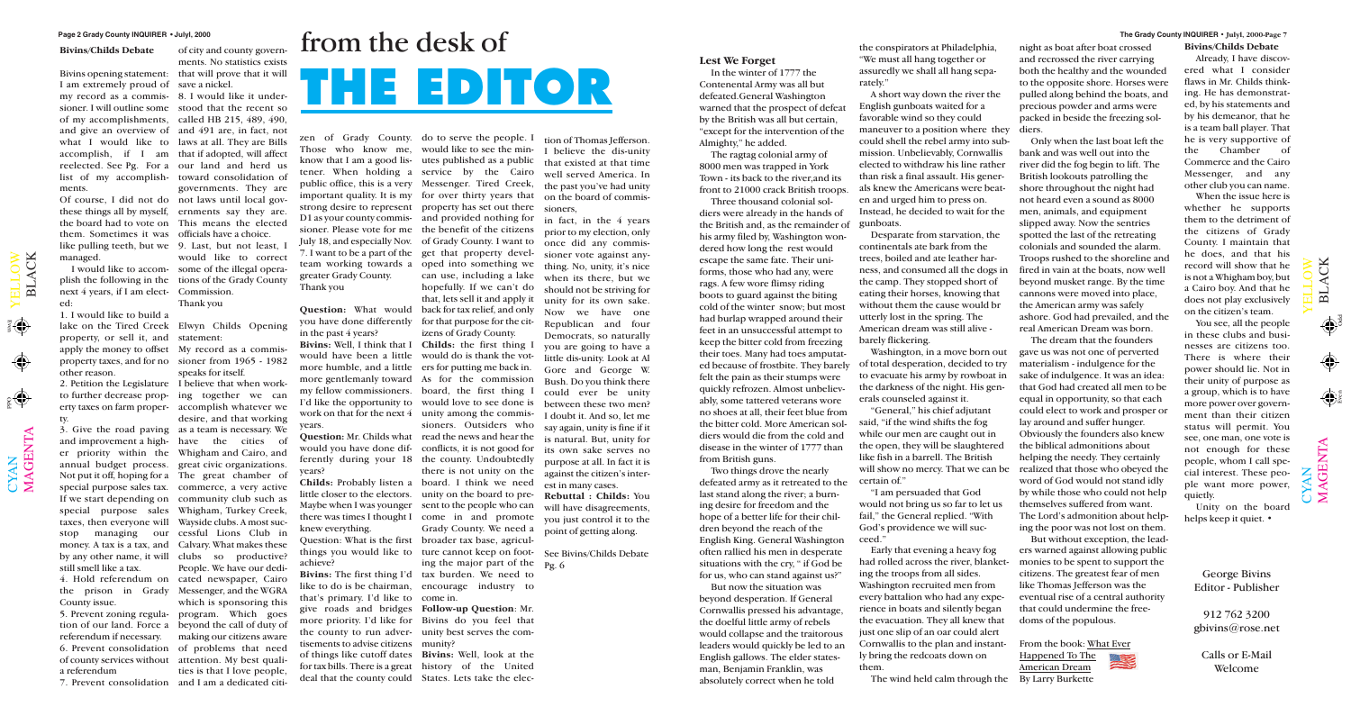# from the desk of THE EDITOR

## Bivins/Childs Debate

Bivins opening statement: I am extremely proud of my record as a commissioner. I will outline some of my accomplishments, and give an overview of what I would like to accomplish, if I am reelected. See Pg. For a list of my accomplishments.

Of course, I did not do these things all by myself, the board had to vote on them. Sometimes it was like pulling teeth, but we managed.

I would like to accomplish the following in the next 4 years, if I am elected:

1. I would like to build a lake on the Tired Creek property, or sell it, and apply the money to offset property taxes, and for no other reason.
2. Petition the Legislature to further decrease property taxes on farm property.
3. Give the road paving and improvement a higher priority within the annual budget process. Not put it off, hoping for a special purpose sales tax. If we start depending on special purpose sales taxes, then everyone will stop managing our money. A tax is a tax, and by any other name, it will still smell like a tax.
4. Hold referendum on the prison in Grady County issue.
5. Prevent zoning regulation of our land. Force a referendum if necessary.
6. Prevent consolidation of county services without a referendum
7. Prevent consolidation of city and county governments. No statistics exists that will prove that it will save a nickel.
8. I would like it understood that the recent so called HB 215, 489, 490, and 491 are, in fact, not laws at all. They are Bills that if adopted, will affect our land and herd us toward consolidation of governments. They are not laws until local governments say they are. This means the elected officials have a choice.
9. Last, but not least, I would like to correct some of the illegal operations of the Grady County Commission.

Thank you

Elwyn Childs Opening statement:

My record as a commissioner from 1965 - 1982 speaks for itself.

I believe that when working together we can accomplish whatever we desire, and that working as a team is necessary. We have the cities of Whigham and Cairo, and great civic organizations. The great chamber of commerce, a very active community club such as Whigham, Turkey Creek, Wayside clubs. A most successful Lions Club in Calvary. What makes these clubs so productive? People. We have our dedicated newspaper, Cairo Messenger, and the WGRA which is sponsoring this program. Which goes beyond the call of duty of making our citizens aware of problems that need attention. My best qualities is that I love people, and I am a dedicated citizen of Grady County. Those who know me, know that I am a good listener. When holding a public office, this is a very important quality. It is my strong desire to represent D1 as your county commissioner. Please vote for me July 18, and especially Nov. 7. I want to be a part of the team working towards a greater Grady County.

Thank you

**Question:** What would you have done differently in the past 4 years?

**Bivins:** Well, I think that I would have been a little more humble, and a little more gentlemanly toward my fellow commissioners. I'd like the opportunity to work on that for the next 4 years.

**Question:** Mr. Childs what would you have done differently during your 18 years?

**Childs:** Probably listen a little closer to the electors. Maybe when I was younger there was times I thought I knew everything.

Question: What is the first things you would like to achieve?

**Bivins:** The first thing I'd like to do is be chairman, that's primary. I'd like to give roads and bridges more priority. I'd like for the county to run advertisements to advise citizens of things like cutoff dates for tax bills. There is a great deal that the county could do to serve the people. I would like to see the minutes published as a public service by the Cairo Messenger. Tired Creek, for over thirty years that property has set out there and provided nothing for the benefit of the citizens of Grady County. I want to get that property developed into something we can use, including a lake hopefully. If we can't do that, lets sell it and apply it back for tax relief, and only for that purpose for the citizens of Grady County.

**Childs:** The first thing I would do is thank the voters for putting me back in. As for the commission board, the first thing I would love to see done is unity among the commissioners. Outsiders who read the news and hear the conflicts, it is not good for the county. Undoubtedly there is not unity on the board. I think we need unity on the board to present to the people who can come in and promote Grady County. We need a broader tax base, agriculture cannot keep on footing the major part of the tax burden. We need to encourage industry to come in.

**Follow-up Question**: Mr. Bivins do you feel that unity best serves the community?

**Bivins:** Well, look at the history of the United States. Lets take the election of Thomas Jefferson. I believe the dis-unity that existed at that time well served America. In the past you've had unity on the board of commissioners,

in fact, in the 4 years prior to my election, only once did any commissioner vote against anything. No, unity, it's nice when its there, but we should not be striving for unity for its own sake. Now we have one Republican and four Democrats, so naturally you are going to have a little dis-unity. Look at Al Gore and George W. Bush. Do you think there could ever be unity between these two men? I doubt it. And so, let me say again, unity is fine if it is natural. But, unity for its own sake serves no purpose at all. In fact it is against the citizen's interest in many cases.

**Rebuttal : Childs:** You will have disagreements, you just control it to the point of getting along.

See Bivins/Childs Debate Pg. 6

## Lest We Forget

In the winter of 1777 the Contenental Army was all but defeated.General Washington warned that the prospect of defeat by the British was all but certain, "except for the intervention of the Almighty," he added.

The ragtag colonial army of 8000 men was trapped in York Town - its back to the river,and its front to 21000 crack British troops.

Three thousand colonial soldiers were already in the hands of the British and, as the remainder of his army filed by, Washington wondered how long the rest would escape the same fate. Their uniforms, those who had any, were rags. A few wore flimsy riding boots to guard against the biting cold of the winter snow; but most had burlap wrapped around their feet in an unsuccessful attempt to keep the bitter cold from freezing their toes. Many had toes amputated because of frostbite. They barely felt the pain as their stumps were quickly refrozen. Almost unbelievably, some tattered veterans wore no shoes at all, their feet blue from the bitter cold. More American soldiers would die from the cold and disease in the winter of 1777 than from British guns.

Two things drove the nearly defeated army as it retreated to the last stand along the river; a burning desire for freedom and the hope of a better life for their children beyond the reach of the English King. General Washington often rallied his men in desperate situations with the cry, " if God be for us, who can stand against us?"

But now the situation was beyond desperation. If General Cornwallis pressed his advantage, the doelful little army of rebels would collapse and the traitorous leaders would quickly be led to an English gallows. The elder statesman, Benjamin Franklin, was absolutely correct when he told the conspirators at Philadelphia, "We must all hang together or assuredly we shall all hang separately."

A short way down the river the English gunboats waited for a favorable wind so they could maneuver to a position where they could shell the rebel army into submission. Unbelievably, Cornwallis elected to withdraw his line rather than risk a final assault. His generals knew the Americans were beaten and urged him to press on. Instead, he decided to wait for the gunboats.

Desparate from starvation, the continentals ate bark from the trees, boiled and ate leather harness, and consumed all the dogs in the camp. They stopped short of eating their horses, knowing that without them the cause would br utterly lost in the spring. The American dream was still alive - barely flickering.

Washington, in a move born out of total desperation, decided to try to evacuate his army by rowboat in the darkness of the night. His generals counseled against it.

"General," his chief adjutant said, "if the wind shifts the fog while our men are caught out in the open, they will be slaughtered like fish in a barrell. The British will show no mercy. That we can be certain of."

"I am persuaded that God would not bring us so far to let us fail," the General replied. "With God's providence we will succeed."

Early that evening a heavy fog had rolled across the river, blanketing the troops from all sides. Washington recruited men from every battalion who had any experience in boats and silently began the evacuation. They all knew that just one slip of an oar could alert Cornwallis to the plan and instantly bring the redcoats down on them.

The wind held calm through the night as boat after boat crossed and recrossed the river carrying both the healthy and the wounded to the opposite shore. Horses were pulled along behind the boats, and precious powder and arms were packed in beside the freezing soldiers.

Only when the last boat left the bank and was well out into the river did the fog begin to lift. The British lookouts patrolling the shore throughout the night had not heard even a sound as 8000 men, animals, and equipment slipped away. Now the sentries spotted the last of the retreating colonials and sounded the alarm. Troops rushed to the shoreline and fired in vain at the boats, now well beyond musket range. By the time cannons were moved into place, the American army was safely ashore. God had prevailed, and the real American Dream was born.

The dream that the founders gave us was not one of perverted materialism - indulgence for the sake of indulgence. It was an idea: that God had created all men to be equal in opportunity, so that each could elect to work and prosper or lay around and suffer hunger. Obviously the founders also knew the biblical admonitions about helping the needy. They certainly realized that those who obeyed the word of God would not stand idly by while those who could not help themselves suffered from want. The Lord's admonition about helping the poor was not lost on them.

But without exception, the leaders warned against allowing public monies to be spent to support the citizens. The greatest fear of men like Thomas Jefferson was the eventual rise of a central authority that could undermine the freedoms of the populous.

From the book: What Ever Happened To The American Dream
By Larry Burkette

## Bivins/Childs Debate

Already, I have discovered what I consider flaws in Mr. Childs thinking. He has demonstrated, by his statements and by his demeanor, that he is a team ball player. That he is very supportive of the Chamber of Commerce and the Cairo Messenger, and any other club you can name.

When the issue here is whether he supports them to the detriment of the citizens of Grady County. I maintain that he does, and that his record will show that he is not a Whigham boy, but a Cairo boy. And that he does not play exclusively on the citizen's team.

You see, all the people in these clubs and businesses are citizens too. There is where their power should lie. Not in their unity of purpose as a group, which is to have more power over government than their citizen status will permit. You see, one man, one vote is not enough for these people, whom I call special interest. These people want more power, quietly.

Unity on the board helps keep it quiet. •

George Bivins
Editor - Publisher

912 762 3200
gbivins@rose.net

Calls or E-Mail Welcome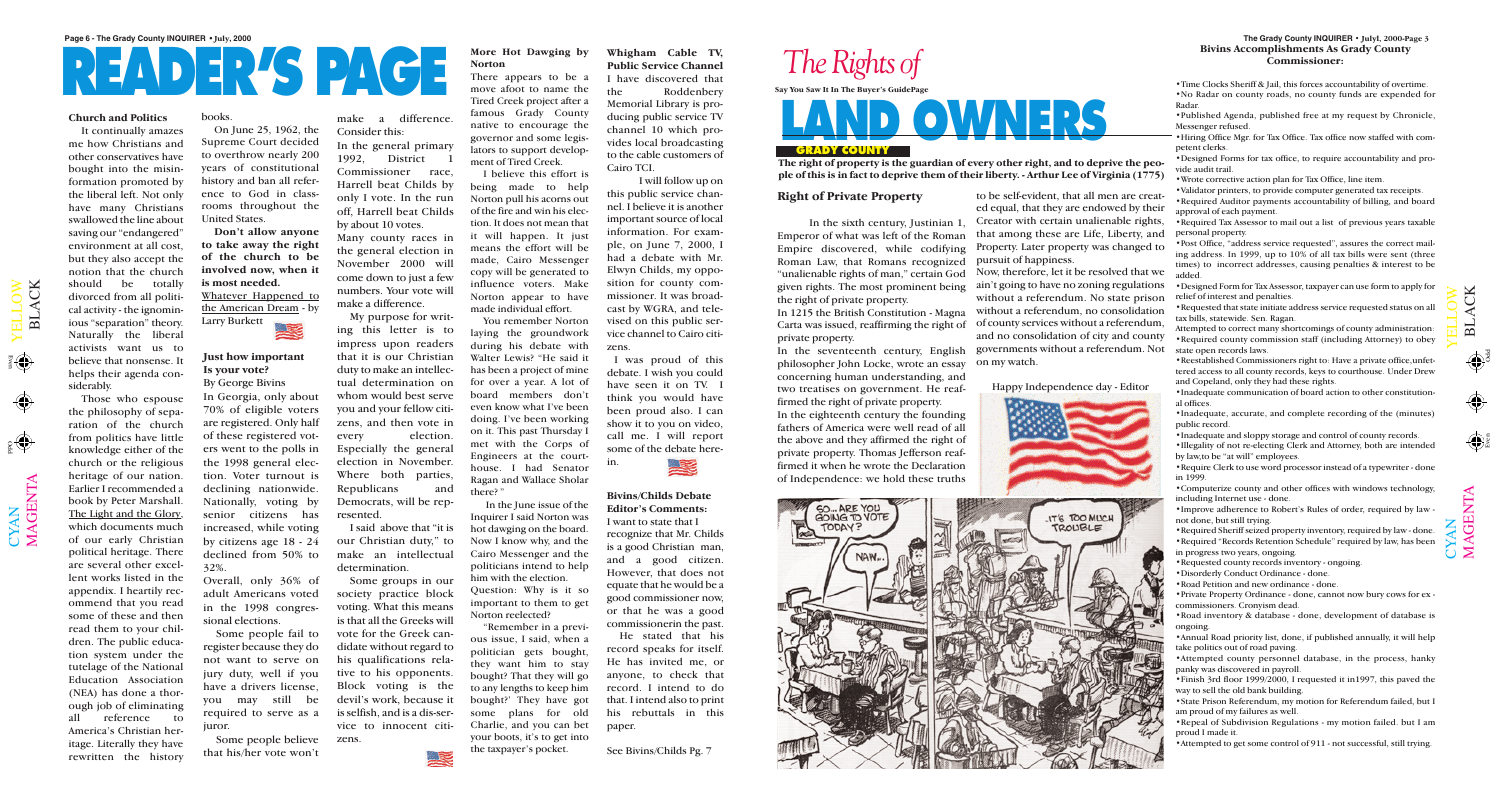# READER'S PAGE

### Church and Politics

It continually amazes me how Christians and other conservatives have bought into the misinformation promoted by the liberal left. Not only have many Christians swallowed the line about saving our "endangered" environment at all cost, but they also accept the notion that the church should be totally divorced from all political activity - the ignominious "separation" theory. Naturally the liberal activists want us to believe that nonsense. It helps their agenda considerably.

Those who espouse the philosophy of separation of the church from politics have little knowledge either of the church or the religious heritage of our nation. Earlier I recommended a book by Peter Marshall. The Light and the Glory, which documents much of our early Christian political heritage. There are several other excellent works listed in the appendix. I heartily recommend that you read some of these and then read them to your children. The public education system under the tutelage of the National Education Association (NEA) has done a thorough job of eliminating all reference to America's Christian heritage. Literally they have rewritten the history books.

On June 25, 1962, the Supreme Court decided to overthrow nearly 200 years of constitutional history and ban all reference to God in classrooms throughout the United States.

**Don't allow anyone to take away the right of the church to be involved now, when it is most needed.**

Whatever Happened to the American Dream - by Larry Burkett

### Just how important Is your vote?

By George Bivins

In Georgia, only about 70% of eligible voters are registered. Only half of these registered voters went to the polls in the 1998 general election. Voter turnout is declining nationwide. Nationally, voting by senior citizens has increased, while voting by citizens age 18 - 24 declined from 50% to 32%.

Overall, only 36% of adult Americans voted in the 1998 congressional elections.

Some people fail to register because they do not want to serve on jury duty, well if you have a drivers license, you may still be required to serve as a juror.

Some people believe that his/her vote won't make a difference. Consider this:

In the general primary 1992, District 1 Commissioner race, Harrell beat Childs by only 1 vote. In the run off, Harrell beat Childs by about 10 votes.

Many county races in the general election in November 2000 will come down to just a few numbers. Your vote will make a difference.

My purpose for writing this letter is to impress upon readers that it is our Christian duty to make an intellectual determination on whom would best serve you and your fellow citizens, and then vote in every election. Especially the general election in November. Where both parties, Republicans and Democrats, will be represented.

I said above that "it is our Christian duty," to make an intellectual determination.

Some groups in our society practice block voting. What this means is that all the Greeks will vote for the Greek candidate without regard to his qualifications relative to his opponents. Block voting is the devil's work, because it is selfish, and is a disservice to innocent citizens.

### More Hot Dawging by Norton

There appears to be a move afoot to name the Tired Creek project after a famous Grady County native to encourage the governor and some legislators to support development of Tired Creek.

I believe this effort is being made to help Norton pull his acorns out of the fire and win his election. It does not mean that it will happen. It just means the effort will be made, Cairo Messenger copy will be generated to influence voters. Make Norton appear to have made individual effort.

You remember Norton laying the groundwork during his debate with Walter Lewis? "He said it has been a project of mine for over a year. A lot of board members don't even know what I've been doing. I've been working on it. This past Thursday I met with the Corps of Engineers at the courthouse. I had Senator Ragan and Wallace Shiver there? "

In the June issue of the Inquirer I said Norton was hot dawging on the board. Now I know why, and the Cairo Messenger and the politicians intend to help him with the election.

Question: Why is it so important to them to get Norton reelected?

"Remember in a previous issue, I said, when a politician gets bought, they want him to stay bought? That they will go to any lengths to keep him bought?' They have got some plans for old Charlie, and you can bet your boots, it's to get into the taxpayer's pocket.

### Whigham Cable TV, Public Service Channel

I have discovered that the Roddenbery Memorial Library is producing public service TV channel 10 which provides local broadcasting to the cable customers of Cairo TCI.

I will follow up on this public service channel. I believe it is another important source of local information. For example, on June 7, 2000, I had a debate with Mr. Elwyn Childs, my opposition for county commissioner. It was broadcast by WGRA, and televised on this public service channel to Cairo citizens.

I was proud of this debate. I wish you could have seen it on TV. I think you would have been proud also. I can show it to you on video, call me. I will report some of the debate herein.

### Bivins/Childs Debate Editor's Comments:

I want to state that I recognize that Mr. Childs is a good Christian man, and a good citizen. However, that does not equate that he would be a good commissioner now, or that he was a good commissionerin the past.

He stated that his record speaks for itself. He has invited me, or anyone, to check that record. I intend to do that. I intend also to print his rebuttals in this paper.

See Bivins/Childs Pg. 7

# The Rights of LAND OWNERS

Say You Saw It In The Buyer's GuidePage

GRADY COUNTY

**The right of property is the guardian of every other right, and to deprive the people of this is in fact to deprive them of their liberty. - Arthur Lee of Virginia (1775)**

### Right of Private Property

In the sixth century, Justinian 1, Emperor of what was left of the Roman Empire discovered, while codifying Roman Law, that Romans recognized "unalienable rights of man," certain God given rights. The most prominent being the right of private property.

In 1215 the British Constitution - Magna Carta was issued, reaffirming the right of private property.

In the seventeenth century, English philosopher John Locke, wrote an essay concerning human understanding, and two treatises on government. He reaffirmed the right of private property.

In the eighteenth century the founding fathers of America were well read of all the above and they affirmed the right of private property. Thomas Jefferson reaffirmed it when he wrote the Declaration of Independence: we hold these truths to be self-evident, that all men are created equal, that they are endowed by their Creator with certain unalienable rights, that among these are Life, Liberty, and Property. Later property was changed to pursuit of happiness.

Now, therefore, let it be resolved that we ain't going to have no zoning regulations without a referendum. No state prison without a referendum, no consolidation of county services without a referendum, and no consolidation of city and county governments without a referendum. Not on my watch.

Happy Independence day - Editor

SO... ARE YOU GOING TO VOTE TODAY? NAW... IT'S TOO MUCH TROUBLE

### Bivins Accomplishments As Grady County Commissioner:

- Time Clocks Sheriff & Jail, this forces accountability of overtime.
- No Radar on county roads, no county funds are expended for Radar.
- Published Agenda, published free at my request by Chronicle, Messenger refused.
- Hiring Office Mgr. for Tax Office. Tax office now staffed with competent clerks.
- Designed Forms for tax office, to require accountability and provide audit trail.
- Wrote corrective action plan for Tax Office, line item.
- Validator printers, to provide computer generated tax receipts.
- Required Auditor payments accountability of billing, and board approval of each payment.
- Required Tax Assessor to mail out a list of previous years taxable personal property.
- Post Office, "address service requested", assures the correct mailing address. In 1999, up to 10% of all tax bills were sent (three times) to incorrect addresses, causing penalties & interest to be added.
- Designed Form for Tax Assessor, taxpayer can use form to apply for relief of interest and penalties.
- Requested that state initiate address service requested status on all tax bills, statewide. Sen. Ragan.

Attempted to correct many shortcomings of county administration:

- Required county commission staff (including Attorney) to obey state open records laws.
- Reestablished Commissioners right to: Have a private office,unfettered access to all county records, keys to courthouse. Under Drew and Copeland, only they had these rights.
- Inadequate communication of board action to other constitutional offices.
- Inadequate, accurate, and complete recording of the (minutes) public record.
- Inadequate and sloppy storage and control of county records.
- Illegality of not re-electing Clerk and Attorney, both are intended by law,to be "at will" employees.
- Require Clerk to use word processor instead of a typewriter - done in 1999.
- Computerize county and other offices with windows technology, including Internet use - done.
- Improve adherence to Robert's Rules of order, required by law - not done, but still trying.
- Required Sheriff seized property inventory, required by law - done.
- Required "Records Retention Schedule" required by law, has been in progress two years, ongoing.
- Requested county records inventory - ongoing.
- Disorderly Conduct Ordinance - done.
- Road Petition and new ordinance - done.
- Private Property Ordinance - done, cannot now bury cows for ex - commissioners. Cronyism dead.
- Road inventory & database - done, development of database is ongoing.
- Annual Road priority list, done, if published annually, it will help take politics out of road paving.
- Attempted county personnel database, in the process, hanky panky was discovered in payroll.
- Finish 3rd floor 1999/2000, I requested it in1997, this paved the way to sell the old bank building.
- State Prison Referendum, my motion for Referendum failed, but I am proud of my failures as well.
- Repeal of Subdivision Regulations - my motion failed. but I am proud I made it.
- Attempted to get some control of 911 - not successful, still trying.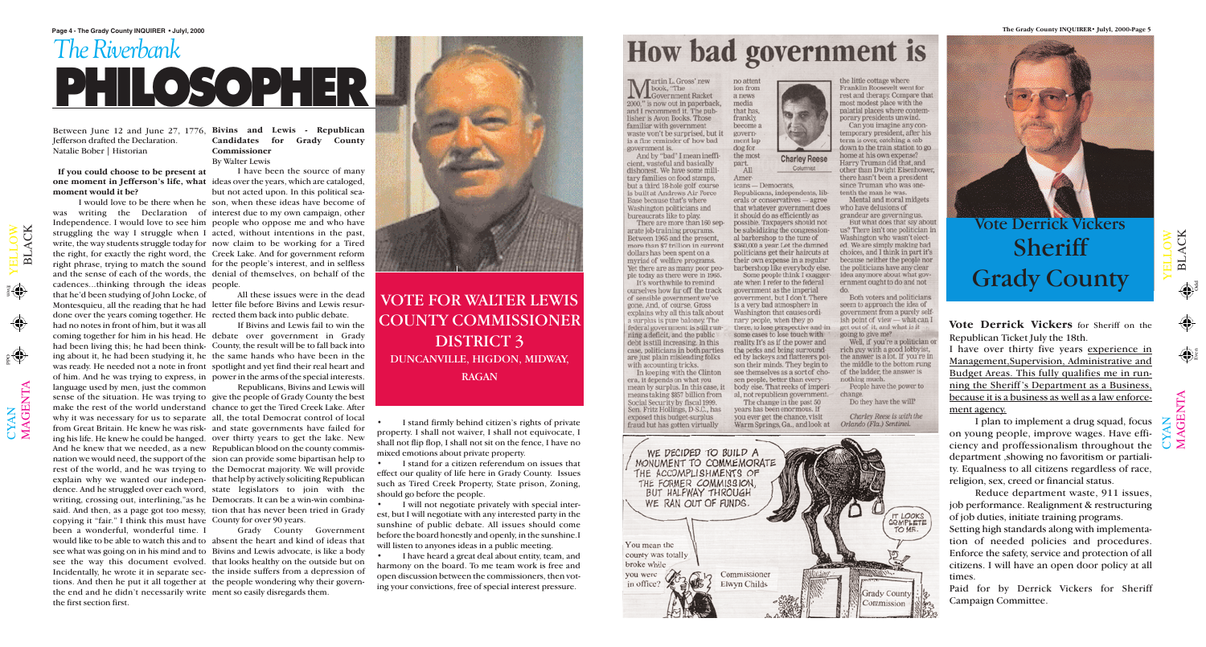# The Riverbank PHILOSOPHER

Between June 12 and June 27, 1776, Jefferson drafted the Declaration. Natalie Bober | Historian

**If you could choose to be present at one moment in Jefferson's life, what moment would it be?**

I would love to be there when he was writing the Declaration of Independence. I would love to see him struggling the way I struggle when I write, the way students struggle today for the right, for exactly the right word, the right phrase, trying to match the sound and the sense of each of the words, the cadences...thinking through the ideas that he'd been studying of John Locke, of Montesquieu, all the reading that he had done over the years coming together. He had no notes in front of him, but it was all coming together for him in his head. He had been living this; he had been thinking about it, he had been studying it, he was ready. He needed not a note in front of him. And he was trying to express, in language used by men, just the common sense of the situation. He was trying to make the rest of the world understand why it was necessary for us to separate from Great Britain. He knew he was risking his life. He knew he could be hanged. And he knew that we needed, as a new nation we would need, the support of the rest of the world, and he was trying to explain why we wanted our independence. And he struggled over each word, writing, crossing out, interlining,"as he said. And then, as a page got too messy, copying it "fair." I think this must have been a wonderful, wonderful time. I would like to be able to watch this and to see what was going on in his mind and to see the way this document evolved. Incidentally, he wrote it in separate sections. And then he put it all together at the end and he didn't necessarily write the first section first.

## Bivins and Lewis - Republican Candidates for Grady County Commissioner

By Walter Lewis

I have been the source of many ideas over the years, which are cataloged, but not acted upon. In this political season, when these ideas have become of interest due to my own campaign, other people who oppose me and who have acted, without intentions in the past, now claim to be working for a Tired Creek Lake. And for government reform for the people's interest, and in selfless denial of themselves, on behalf of the people.

All these issues were in the dead letter file before Bivins and Lewis resurrected them back into public debate.

If Bivins and Lewis fail to win the debate over government in Grady County, the result will be to fall back into the same hands who have been in the spotlight and yet find their real heart and power in the arms of the special interests.

Republicans, Bivins and Lewis will give the people of Grady County the best chance to get the Tired Creek Lake. After all, the total Democrat control of local and state governments have failed for over thirty years to get the lake. New Republican blood on the county commission can provide some bipartisan help to the Democrat majority. We will provide that help by actively soliciting Republican state legislators to join with the Democrats. It can be a win-win combination that has never been tried in Grady County for over 90 years.

Grady County Government absent the heart and kind of ideas that Bivins and Lewis advocate, is like a body that looks healthy on the outside but on the inside suffers from a depression of the people wondering why their government so easily disregards them.

## VOTE FOR WALTER LEWIS COUNTY COMMISSIONER DISTRICT 3

DUNCANVILLE, HIGDON, MIDWAY, RAGAN

- I stand firmly behind citizen's rights of private property. I shall not waiver, I shall not equivocate, I shall not flip flop, I shall not sit on the fence, I have no mixed emotions about private property.
- I stand for a citizen referendum on issues that effect our quality of life here in Grady County. Issues such as Tired Creek Property, State prison, Zoning, should go before the people.
- I will not negotiate privately with special interest, but I will negotiate with any interested party in the sunshine of public debate. All issues should come before the board honestly and openly, in the sunshine. I will listen to anyones ideas in a public meeting.
- I have heard a great deal about entity, team, and harmony on the board. To me team work is free and open discussion between the commissioners, then voting your convictions, free of special interest pressure.

# How bad government is

Martin L. Gross' new book, "The Government Racket 2000," is now out in paperback, and I recommend it. The publisher is Avon Books. Those familiar with government waste won't be surprised, but it is a fine reminder of how bad government is.

And by "bad" I mean inefficient, wasteful and basically dishonest. We have some military families on food stamps, but a third 18-hole golf course is built at Andrews Air Force Base because that's where Washington politicians and bureaucrats like to play.

There are more than 160 separate job-training programs. Between 1965 and the present, more than $7 trillion in current dollars has been spent on a myriad of welfare programs. Yet there are as many poor people today as there were in 1965.

It's worthwhile to remind ourselves how far off the track of sensible government we've gone. And, of course, Gross explains why all this talk about a surplus is pure baloney. The federal government is still running a deficit, and the public debt is still increasing. In this case, politicians in both parties are just plain misleading folks with accounting tricks.

In keeping with the Clinton era, it depends on what you mean by surplus. In this case, it means taking $857 billion from Social Security by fiscal 1999. Sen. Fritz Hollings, D-S.C., has exposed this budget-surplus fraud but has gotten virtually no attention from a news media that has, frankly, become a government lap dog for the most part.

Charley Reese
Columnist

All Americans — Democrats, Republicans, independents, liberals or conservatives — agree that whatever government does it should do as efficiently as possible. Taxpayers should not be subsidizing the congressional barbershop to the tune of $350,000 a year. Let the damned politicians get their haircuts at their own expense in a regular barbershop like everybody else.

Some people think I exaggerate when I refer to the federal government as the imperial government, but I don't. There is a very bad atmosphere in Washington that causes ordinary people, when they go there, to lose perspective and in some cases to lose touch with reality. It's as if the power and the perks and being surrounded by lackeys and flatterers poison their minds. They begin to see themselves as a sort of chosen people, better than everybody else. That reeks of imperial, not republican government.

The change in the past 50 years has been enormous. If you ever get the chance, visit Warm Springs, Ga., and look at the little cottage where Franklin Roosevelt went for rest and therapy. Compare that most modest place with the palatial places where contemporary presidents unwind.

Can you imagine any contemporary president, after his term is over, catching a cab down to the train station to go home at his own expense? Harry Truman did that, and other than Dwight Eisenhower, there hasn't been a president since Truman who was one-tenth the man he was.

Mental and moral midgets who have delusions of grandeur are governing us.

But what does that say about us? There isn't one politician in Washington who wasn't elected. We are simply making bad choices, and I think in part it's because neither the people nor the politicians have any clear idea anymore about what government ought to do and not do.

Both voters and politicians seem to approach the idea of government from a purely selfish point of view — what can I get out of it, and what is it going to give me?

Well, if you're a politician or rich guy with a good lobbyist, the answer is a lot. If you're in the middle to the bottom rung of the ladder, the answer is nothing much.

People have the power to change.

Do they have the will?

*Charley Reese is with the Orlando (Fla.) Sentinel.*

WE DECIDED TO BUILD A MONUMENT TO COMMEMORATE THE ACCOMPLISHMENTS OF THE FORMER COMMISSION, BUT HALFWAY THROUGH WE RAN OUT OF FUNDS.

IT LOOKS COMPLETE TO ME.

You mean the county was totally broke while you were in office?

Commissioner Elwyn Childs

Grady County Commission

## Vote Derrick Vickers Sheriff Grady County

**Vote Derrick Vickers** for Sheriff on the Republican Ticket July the 18th.

I have over thirty five years <u>experience in Management,Supervision, Administrative and Budget Areas. This fully qualifies me in running the Sheriff's Department as a Business, because it is a business as well as a law enforcement agency.</u>

I plan to implement a drug squad, focus on young people, improve wages. Have efficiency and proffessionalism throughout the department ,showing no favoritism or partiality. Equalness to all citizens regardless of race, religion, sex, creed or financial status.

Reduce department waste, 911 issues, job performance. Realignment & restructuring of job duties, initiate training programs.

Setting high standards along with implementation of needed policies and procedures. Enforce the safety, service and protection of all citizens. I will have an open door policy at all times.

Paid for by Derrick Vickers for Sheriff Campaign Committee.